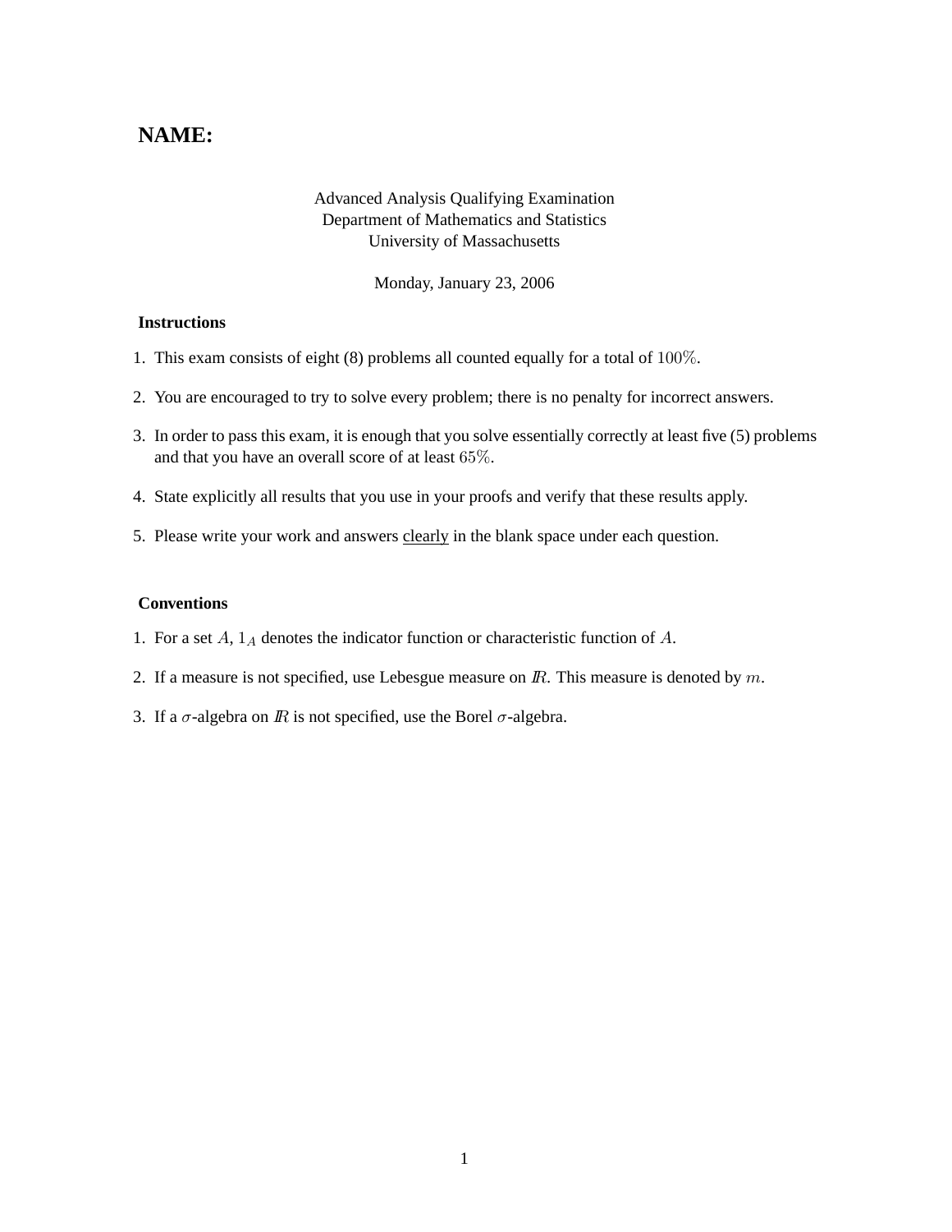# NAME:

Advanced Analysis Qualifying Examination
Department of Mathematics and Statistics
University of Massachusetts

Monday, January 23, 2006

### Instructions

1. This exam consists of eight (8) problems all counted equally for a total of $100\%$.
2. You are encouraged to try to solve every problem; there is no penalty for incorrect answers.
3. In order to pass this exam, it is enough that you solve essentially correctly at least five (5) problems and that you have an overall score of at least $65\%$.
4. State explicitly all results that you use in your proofs and verify that these results apply.
5. Please write your work and answers <u>clearly</u> in the blank space under each question.

### Conventions

1. For a set $A$, $1_A$ denotes the indicator function or characteristic function of $A$.
2. If a measure is not specified, use Lebesgue measure on $I\!R$. This measure is denoted by $m$.
3. If a $\sigma$-algebra on $I\!R$ is not specified, use the Borel $\sigma$-algebra.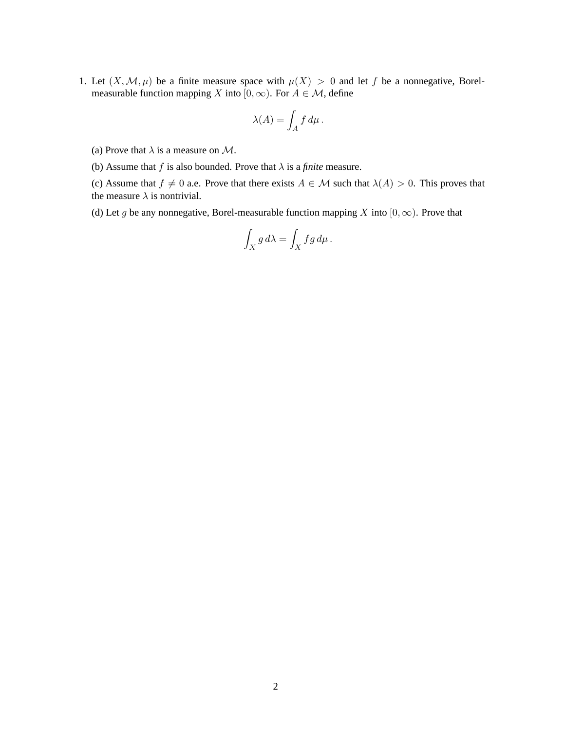1. Let $(X, \mathcal{M}, \mu)$ be a finite measure space with $\mu(X) > 0$ and let $f$ be a nonnegative, Borel-measurable function mapping $X$ into $[0, \infty)$. For $A \in \mathcal{M}$, define

$$\lambda(A) = \int_A f \, d\mu \, .$$

(a) Prove that $\lambda$ is a measure on $\mathcal{M}$.

(b) Assume that $f$ is also bounded. Prove that $\lambda$ is a *finite* measure.

(c) Assume that $f \neq 0$ a.e. Prove that there exists $A \in \mathcal{M}$ such that $\lambda(A) > 0$. This proves that the measure $\lambda$ is nontrivial.

(d) Let $g$ be any nonnegative, Borel-measurable function mapping $X$ into $[0, \infty)$. Prove that

$$\int_X g \, d\lambda = \int_X fg \, d\mu \, .$$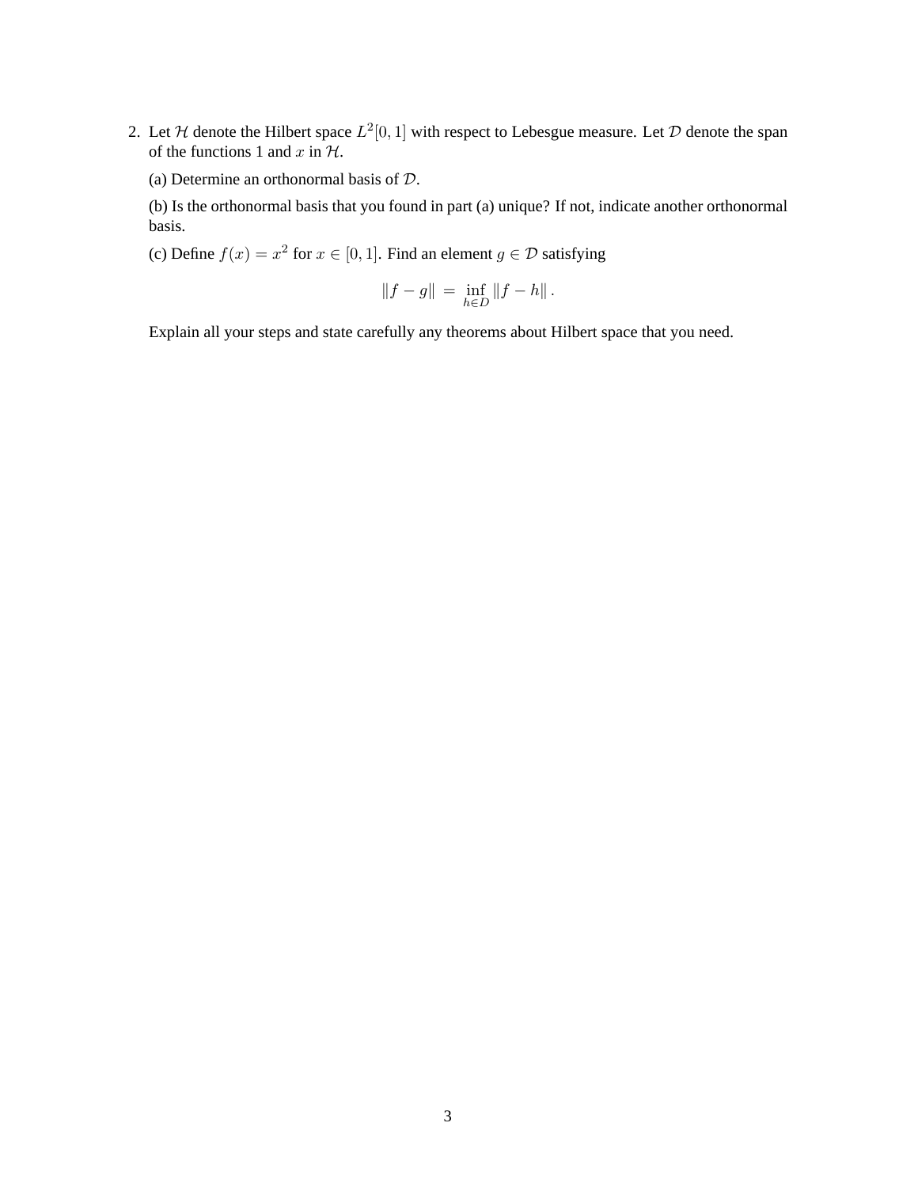2. Let $\mathcal{H}$ denote the Hilbert space $L^2[0,1]$ with respect to Lebesgue measure. Let $\mathcal{D}$ denote the span of the functions 1 and $x$ in $\mathcal{H}$.

   (a) Determine an orthonormal basis of $\mathcal{D}$.

   (b) Is the orthonormal basis that you found in part (a) unique? If not, indicate another orthonormal basis.

   (c) Define $f(x) = x^2$ for $x \in [0,1]$. Find an element $g \in \mathcal{D}$ satisfying

$$\|f - g\| \;=\; \inf_{h \in D} \|f - h\| \,.$$

   Explain all your steps and state carefully any theorems about Hilbert space that you need.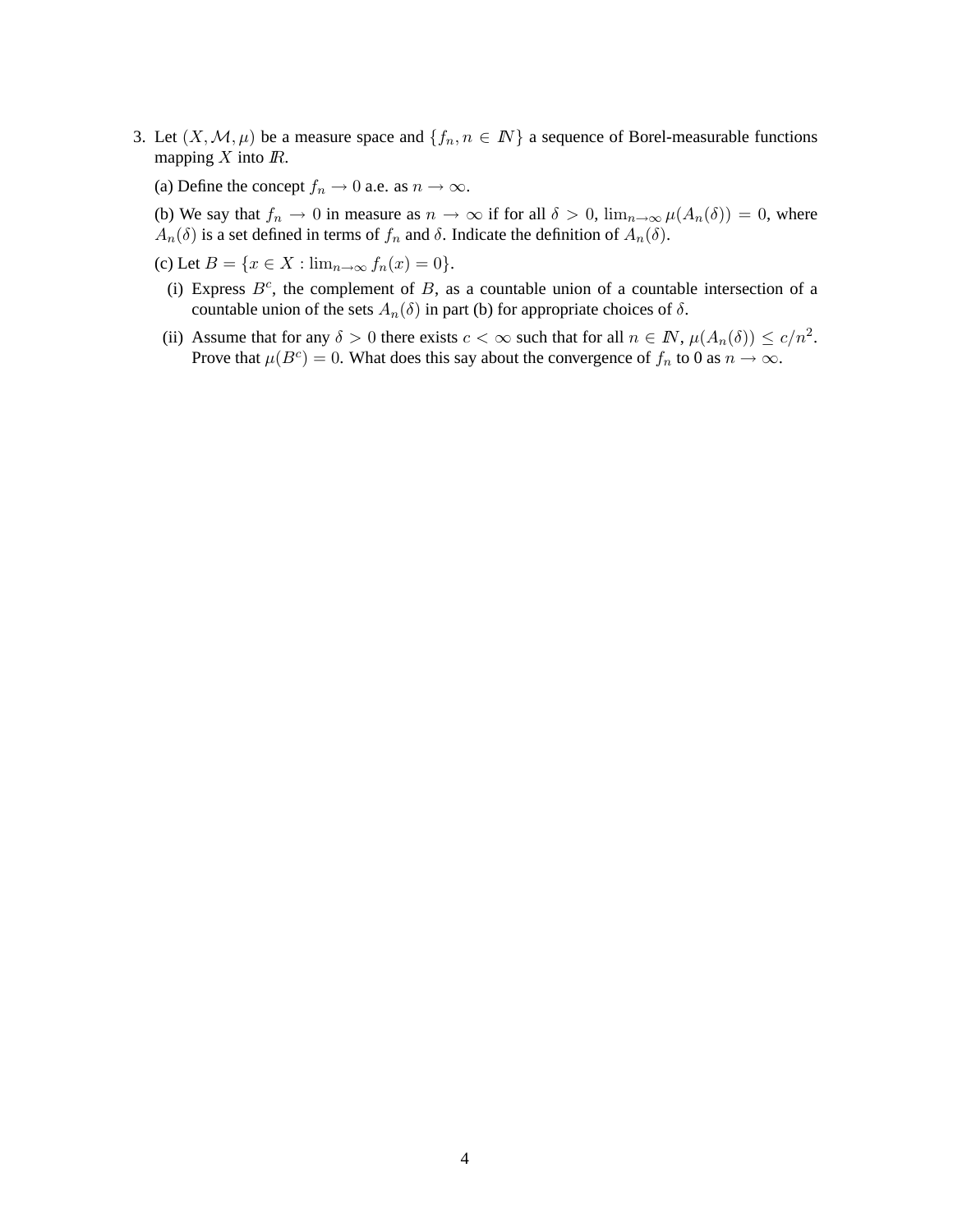3. Let $(X, \mathcal{M}, \mu)$ be a measure space and $\{f_n, n \in I\!N\}$ a sequence of Borel-measurable functions mapping $X$ into $I\!R$.

   (a) Define the concept $f_n \to 0$ a.e. as $n \to \infty$.

   (b) We say that $f_n \to 0$ in measure as $n \to \infty$ if for all $\delta > 0$, $\lim_{n\to\infty} \mu(A_n(\delta)) = 0$, where $A_n(\delta)$ is a set defined in terms of $f_n$ and $\delta$. Indicate the definition of $A_n(\delta)$.

   (c) Let $B = \{x \in X : \lim_{n\to\infty} f_n(x) = 0\}$.

   (i) Express $B^c$, the complement of $B$, as a countable union of a countable intersection of a countable union of the sets $A_n(\delta)$ in part (b) for appropriate choices of $\delta$.

   (ii) Assume that for any $\delta > 0$ there exists $c < \infty$ such that for all $n \in I\!N$, $\mu(A_n(\delta)) \leq c/n^2$. Prove that $\mu(B^c) = 0$. What does this say about the convergence of $f_n$ to 0 as $n \to \infty$.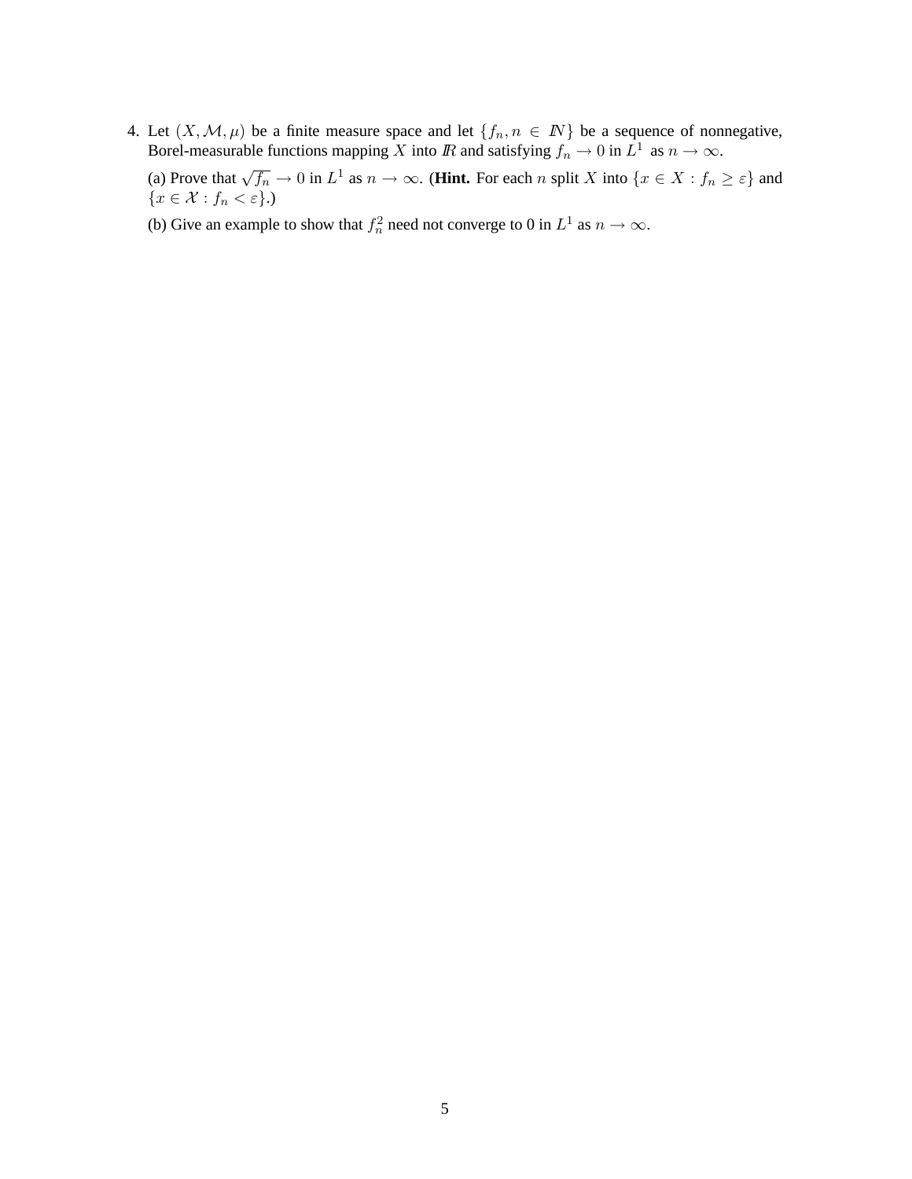4. Let $(X, \mathcal{M}, \mu)$ be a finite measure space and let $\{f_n, n \in I\!N\}$ be a sequence of nonnegative, Borel-measurable functions mapping $X$ into $I\!R$ and satisfying $f_n \to 0$ in $L^1$ as $n \to \infty$.

   (a) Prove that $\sqrt{f_n} \to 0$ in $L^1$ as $n \to \infty$. (**Hint.** For each $n$ split $X$ into $\{x \in X : f_n \geq \varepsilon\}$ and $\{x \in \mathcal{X} : f_n < \varepsilon\}$.)

   (b) Give an example to show that $f_n^2$ need not converge to 0 in $L^1$ as $n \to \infty$.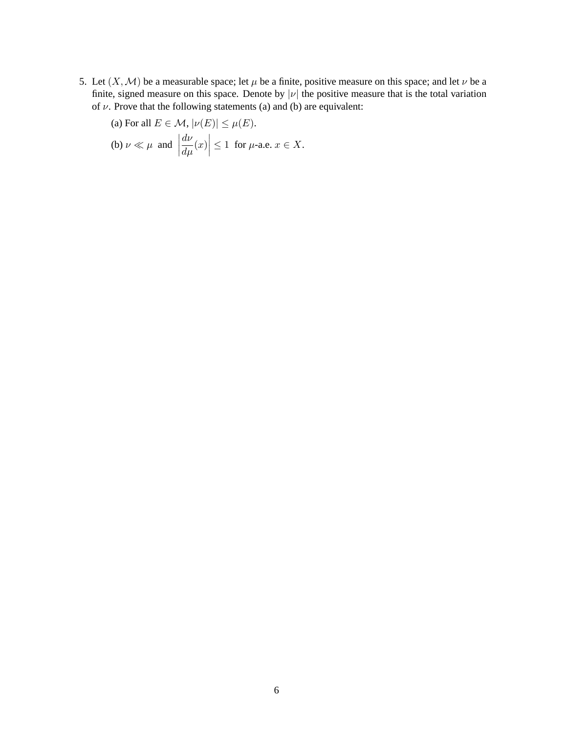5. Let $(X, \mathcal{M})$ be a measurable space; let $\mu$ be a finite, positive measure on this space; and let $\nu$ be a finite, signed measure on this space. Denote by $|\nu|$ the positive measure that is the total variation of $\nu$. Prove that the following statements (a) and (b) are equivalent:

   (a) For all $E \in \mathcal{M}$, $|\nu(E)| \leq \mu(E)$.

   (b) $\nu \ll \mu$ and $\left|\dfrac{d\nu}{d\mu}(x)\right| \leq 1$ for $\mu$-a.e. $x \in X$.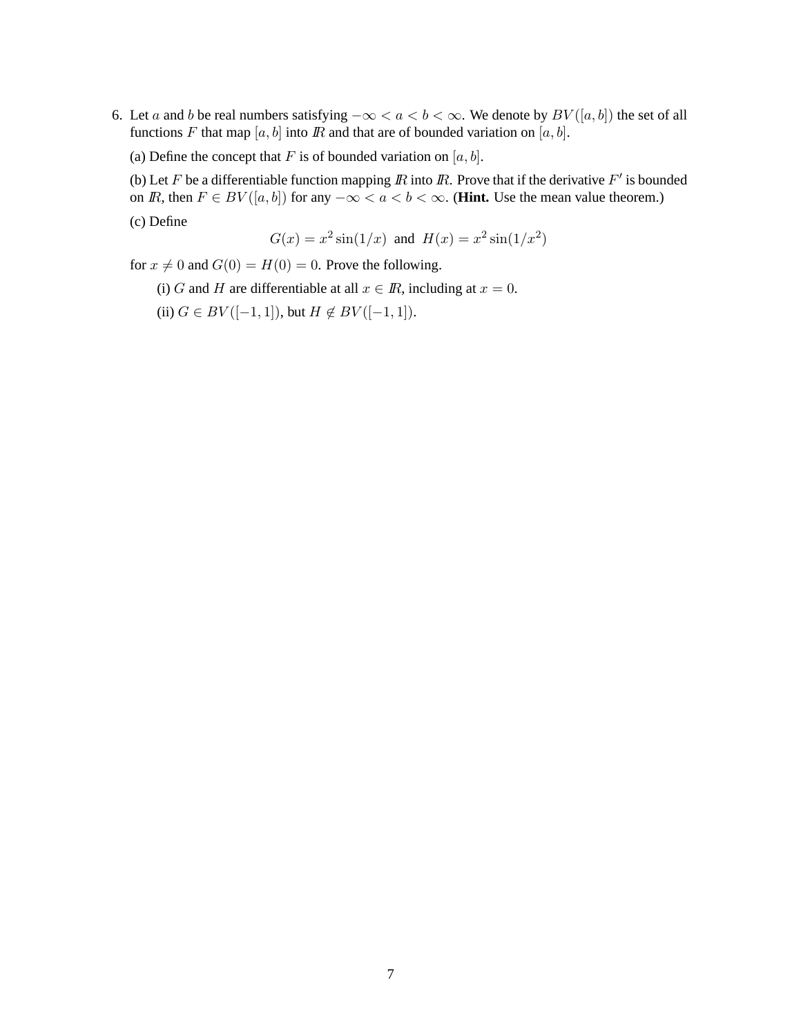6. Let $a$ and $b$ be real numbers satisfying $-\infty < a < b < \infty$. We denote by $BV([a,b])$ the set of all functions $F$ that map $[a,b]$ into $\mathbb{R}$ and that are of bounded variation on $[a,b]$.

   (a) Define the concept that $F$ is of bounded variation on $[a,b]$.

   (b) Let $F$ be a differentiable function mapping $\mathbb{R}$ into $\mathbb{R}$. Prove that if the derivative $F'$ is bounded on $\mathbb{R}$, then $F \in BV([a,b])$ for any $-\infty < a < b < \infty$. (**Hint.** Use the mean value theorem.)

   (c) Define

   $$G(x) = x^2 \sin(1/x) \text{ and } H(x) = x^2 \sin(1/x^2)$$

   for $x \neq 0$ and $G(0) = H(0) = 0$. Prove the following.

   (i) $G$ and $H$ are differentiable at all $x \in \mathbb{R}$, including at $x = 0$.

   (ii) $G \in BV([-1,1])$, but $H \notin BV([-1,1])$.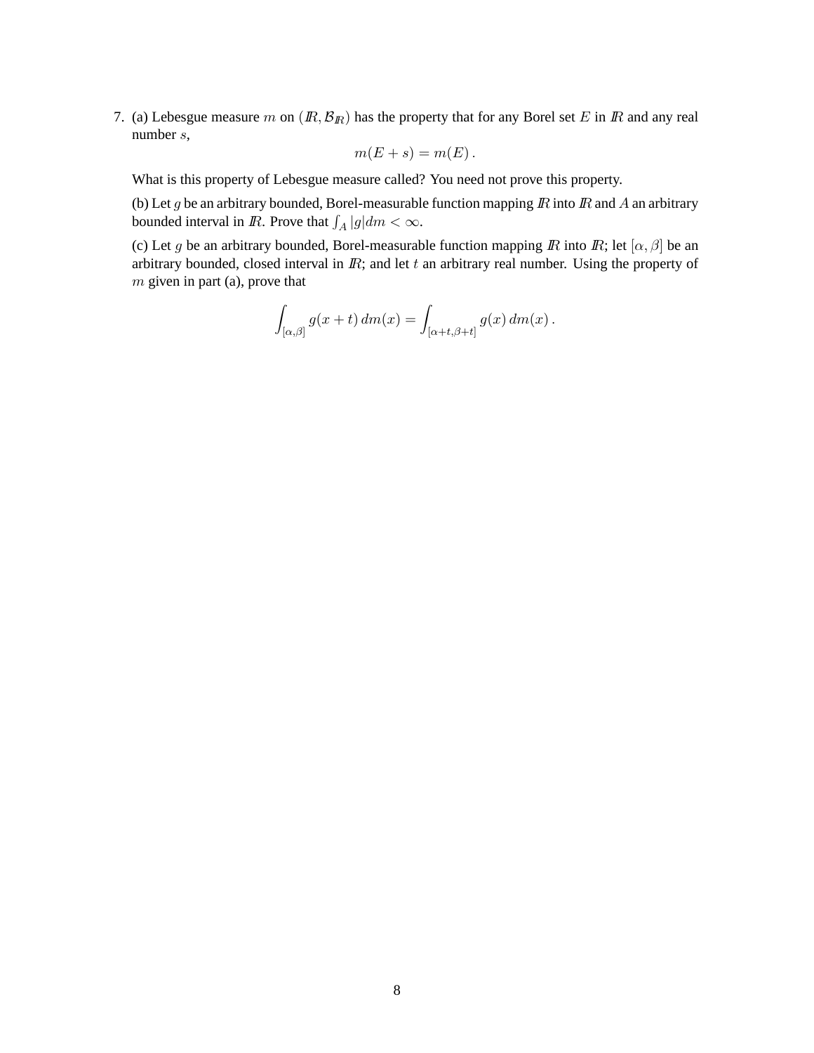7. (a) Lebesgue measure $m$ on $(\mathbb{R}, \mathcal{B}_{\mathbb{R}})$ has the property that for any Borel set $E$ in $\mathbb{R}$ and any real number $s$,

$$m(E + s) = m(E)\,.$$

What is this property of Lebesgue measure called? You need not prove this property.

(b) Let $g$ be an arbitrary bounded, Borel-measurable function mapping $\mathbb{R}$ into $\mathbb{R}$ and $A$ an arbitrary bounded interval in $\mathbb{R}$. Prove that $\int_A |g| dm < \infty$.

(c) Let $g$ be an arbitrary bounded, Borel-measurable function mapping $\mathbb{R}$ into $\mathbb{R}$; let $[\alpha, \beta]$ be an arbitrary bounded, closed interval in $\mathbb{R}$; and let $t$ an arbitrary real number. Using the property of $m$ given in part (a), prove that

$$\int_{[\alpha,\beta]} g(x+t)\, dm(x) = \int_{[\alpha+t,\beta+t]} g(x)\, dm(x)\,.$$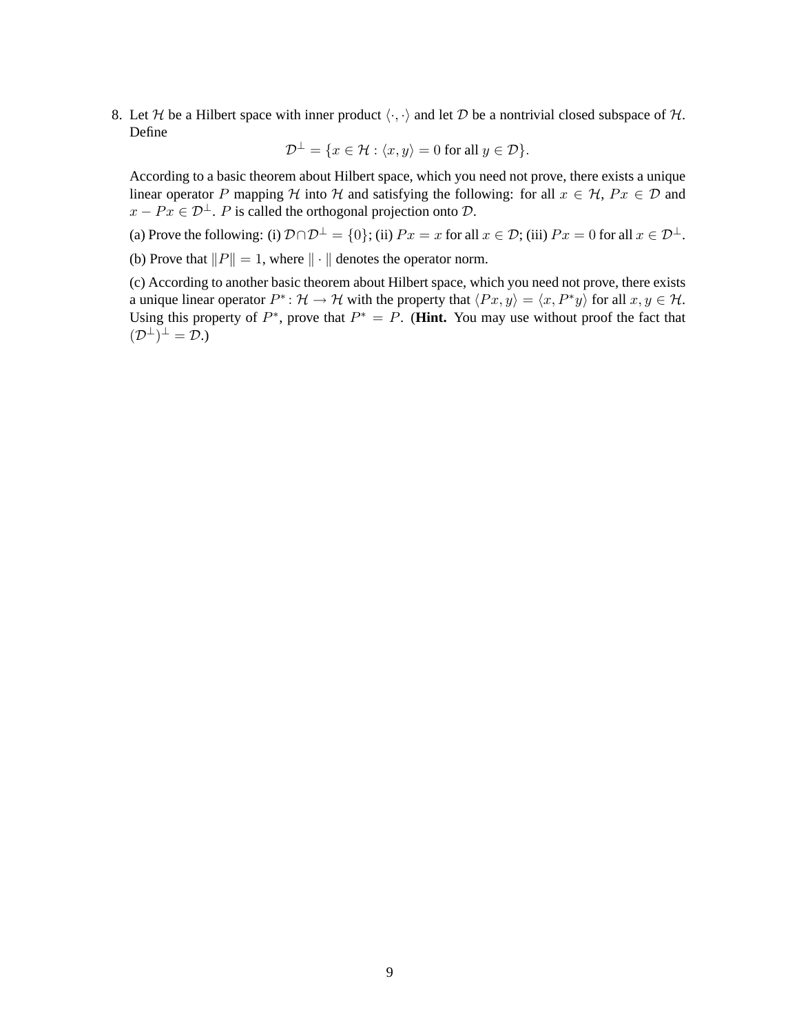8. Let $\mathcal{H}$ be a Hilbert space with inner product $\langle \cdot, \cdot \rangle$ and let $\mathcal{D}$ be a nontrivial closed subspace of $\mathcal{H}$. Define

$$\mathcal{D}^{\perp} = \{x \in \mathcal{H} : \langle x, y \rangle = 0 \text{ for all } y \in \mathcal{D}\}.$$

According to a basic theorem about Hilbert space, which you need not prove, there exists a unique linear operator $P$ mapping $\mathcal{H}$ into $\mathcal{H}$ and satisfying the following: for all $x \in \mathcal{H}$, $Px \in \mathcal{D}$ and $x - Px \in \mathcal{D}^{\perp}$. $P$ is called the orthogonal projection onto $\mathcal{D}$.

(a) Prove the following: (i) $\mathcal{D} \cap \mathcal{D}^{\perp} = \{0\}$; (ii) $Px = x$ for all $x \in \mathcal{D}$; (iii) $Px = 0$ for all $x \in \mathcal{D}^{\perp}$.

(b) Prove that $\|P\| = 1$, where $\|\cdot\|$ denotes the operator norm.

(c) According to another basic theorem about Hilbert space, which you need not prove, there exists a unique linear operator $P^* : \mathcal{H} \to \mathcal{H}$ with the property that $\langle Px, y \rangle = \langle x, P^* y \rangle$ for all $x, y \in \mathcal{H}$. Using this property of $P^*$, prove that $P^* = P$. (**Hint.** You may use without proof the fact that $(\mathcal{D}^{\perp})^{\perp} = \mathcal{D}$.)